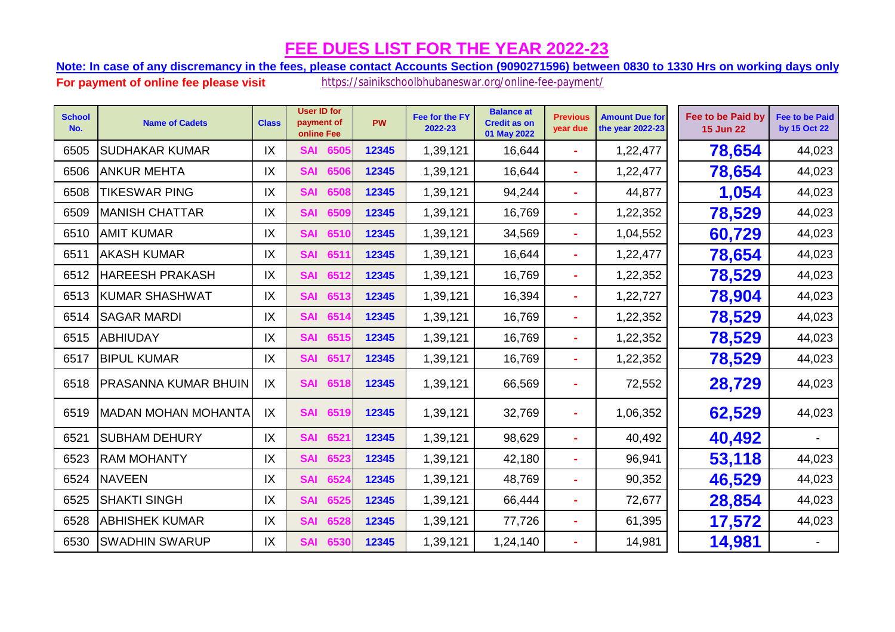# FEE DUES LIST FOR THE YEAR 2022-23

**Note: In case of any discremancy in the fees, please contact Accounts Section (9090271596) between 0830 to 1330 Hrs on working days only**

**For payment of online fee please visit** https://sainikschoolbhubaneswar.org/online-fee-payment/

| School No. | Name of Cadets | Class | User ID for payment of online Fee | PW | Fee for the FY 2022-23 | Balance at Credit as on 01 May 2022 | Previous year due | Amount Due for the year 2022-23 | Fee to be Paid by 15 Jun 22 | Fee to be Paid by 15 Oct 22 |
|---|---|---|---|---|---|---|---|---|---|---|
| 6505 | SUDHAKAR KUMAR | IX | SAI 6505 | 12345 | 1,39,121 | 16,644 | - | 1,22,477 | **78,654** | 44,023 |
| 6506 | ANKUR MEHTA | IX | SAI 6506 | 12345 | 1,39,121 | 16,644 | - | 1,22,477 | **78,654** | 44,023 |
| 6508 | TIKESWAR PING | IX | SAI 6508 | 12345 | 1,39,121 | 94,244 | - | 44,877 | **1,054** | 44,023 |
| 6509 | MANISH CHATTAR | IX | SAI 6509 | 12345 | 1,39,121 | 16,769 | - | 1,22,352 | **78,529** | 44,023 |
| 6510 | AMIT KUMAR | IX | SAI 6510 | 12345 | 1,39,121 | 34,569 | - | 1,04,552 | **60,729** | 44,023 |
| 6511 | AKASH KUMAR | IX | SAI 6511 | 12345 | 1,39,121 | 16,644 | - | 1,22,477 | **78,654** | 44,023 |
| 6512 | HAREESH PRAKASH | IX | SAI 6512 | 12345 | 1,39,121 | 16,769 | - | 1,22,352 | **78,529** | 44,023 |
| 6513 | KUMAR SHASHWAT | IX | SAI 6513 | 12345 | 1,39,121 | 16,394 | - | 1,22,727 | **78,904** | 44,023 |
| 6514 | SAGAR MARDI | IX | SAI 6514 | 12345 | 1,39,121 | 16,769 | - | 1,22,352 | **78,529** | 44,023 |
| 6515 | ABHIUDAY | IX | SAI 6515 | 12345 | 1,39,121 | 16,769 | - | 1,22,352 | **78,529** | 44,023 |
| 6517 | BIPUL KUMAR | IX | SAI 6517 | 12345 | 1,39,121 | 16,769 | - | 1,22,352 | **78,529** | 44,023 |
| 6518 | PRASANNA KUMAR BHUIN | IX | SAI 6518 | 12345 | 1,39,121 | 66,569 | - | 72,552 | **28,729** | 44,023 |
| 6519 | MADAN MOHAN MOHANTA | IX | SAI 6519 | 12345 | 1,39,121 | 32,769 | - | 1,06,352 | **62,529** | 44,023 |
| 6521 | SUBHAM DEHURY | IX | SAI 6521 | 12345 | 1,39,121 | 98,629 | - | 40,492 | **40,492** | - |
| 6523 | RAM MOHANTY | IX | SAI 6523 | 12345 | 1,39,121 | 42,180 | - | 96,941 | **53,118** | 44,023 |
| 6524 | NAVEEN | IX | SAI 6524 | 12345 | 1,39,121 | 48,769 | - | 90,352 | **46,529** | 44,023 |
| 6525 | SHAKTI SINGH | IX | SAI 6525 | 12345 | 1,39,121 | 66,444 | - | 72,677 | **28,854** | 44,023 |
| 6528 | ABHISHEK KUMAR | IX | SAI 6528 | 12345 | 1,39,121 | 77,726 | - | 61,395 | **17,572** | 44,023 |
| 6530 | SWADHIN SWARUP | IX | SAI 6530 | 12345 | 1,39,121 | 1,24,140 | - | 14,981 | **14,981** | - |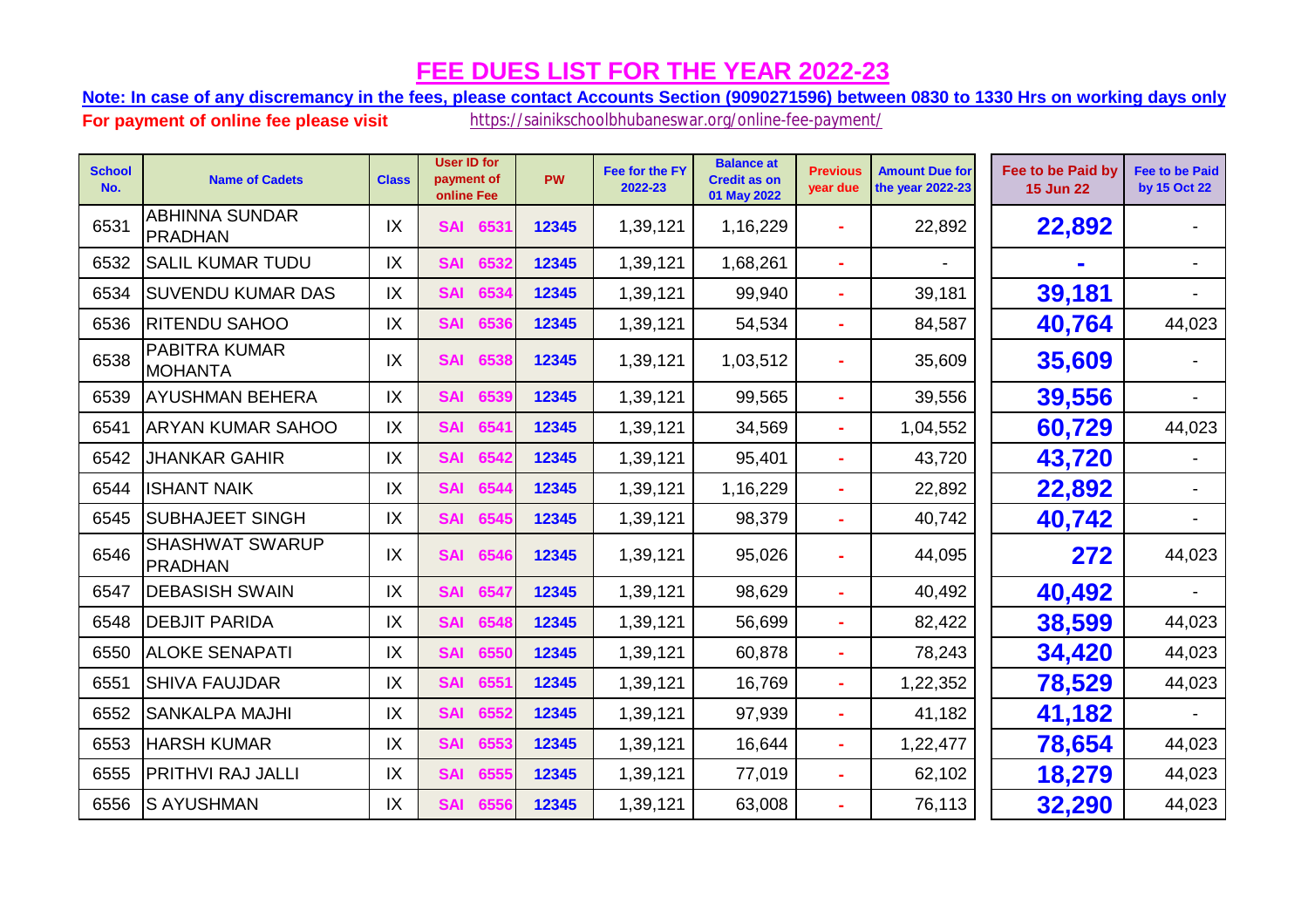# FEE DUES LIST FOR THE YEAR 2022-23

**Note: In case of any discremancy in the fees, please contact Accounts Section (9090271596) between 0830 to 1330 Hrs on working days only**

**For payment of online fee please visit** https://sainikschoolbhubaneswar.org/online-fee-payment/

| School No. | Name of Cadets | Class | User ID for payment of online Fee | | PW | Fee for the FY 2022-23 | Balance at Credit as on 01 May 2022 | Previous year due | Amount Due for the year 2022-23 | Fee to be Paid by 15 Jun 22 | Fee to be Paid by 15 Oct 22 |
|---|---|---|---|---|---|---|---|---|---|---|---|
| 6531 | ABHINNA SUNDAR PRADHAN | IX | SAI | 6531 | 12345 | 1,39,121 | 1,16,229 | - | 22,892 | 22,892 | - |
| 6532 | SALIL KUMAR TUDU | IX | SAI | 6532 | 12345 | 1,39,121 | 1,68,261 | - | - | - | - |
| 6534 | SUVENDU KUMAR DAS | IX | SAI | 6534 | 12345 | 1,39,121 | 99,940 | - | 39,181 | 39,181 | - |
| 6536 | RITENDU SAHOO | IX | SAI | 6536 | 12345 | 1,39,121 | 54,534 | - | 84,587 | 40,764 | 44,023 |
| 6538 | PABITRA KUMAR MOHANTA | IX | SAI | 6538 | 12345 | 1,39,121 | 1,03,512 | - | 35,609 | 35,609 | - |
| 6539 | AYUSHMAN BEHERA | IX | SAI | 6539 | 12345 | 1,39,121 | 99,565 | - | 39,556 | 39,556 | - |
| 6541 | ARYAN KUMAR SAHOO | IX | SAI | 6541 | 12345 | 1,39,121 | 34,569 | - | 1,04,552 | 60,729 | 44,023 |
| 6542 | JHANKAR GAHIR | IX | SAI | 6542 | 12345 | 1,39,121 | 95,401 | - | 43,720 | 43,720 | - |
| 6544 | ISHANT NAIK | IX | SAI | 6544 | 12345 | 1,39,121 | 1,16,229 | - | 22,892 | 22,892 | - |
| 6545 | SUBHAJEET SINGH | IX | SAI | 6545 | 12345 | 1,39,121 | 98,379 | - | 40,742 | 40,742 | - |
| 6546 | SHASHWAT SWARUP PRADHAN | IX | SAI | 6546 | 12345 | 1,39,121 | 95,026 | - | 44,095 | 272 | 44,023 |
| 6547 | DEBASISH SWAIN | IX | SAI | 6547 | 12345 | 1,39,121 | 98,629 | - | 40,492 | 40,492 | - |
| 6548 | DEBJIT PARIDA | IX | SAI | 6548 | 12345 | 1,39,121 | 56,699 | - | 82,422 | 38,599 | 44,023 |
| 6550 | ALOKE SENAPATI | IX | SAI | 6550 | 12345 | 1,39,121 | 60,878 | - | 78,243 | 34,420 | 44,023 |
| 6551 | SHIVA FAUJDAR | IX | SAI | 6551 | 12345 | 1,39,121 | 16,769 | - | 1,22,352 | 78,529 | 44,023 |
| 6552 | SANKALPA MAJHI | IX | SAI | 6552 | 12345 | 1,39,121 | 97,939 | - | 41,182 | 41,182 | - |
| 6553 | HARSH KUMAR | IX | SAI | 6553 | 12345 | 1,39,121 | 16,644 | - | 1,22,477 | 78,654 | 44,023 |
| 6555 | PRITHVI RAJ JALLI | IX | SAI | 6555 | 12345 | 1,39,121 | 77,019 | - | 62,102 | 18,279 | 44,023 |
| 6556 | S AYUSHMAN | IX | SAI | 6556 | 12345 | 1,39,121 | 63,008 | - | 76,113 | 32,290 | 44,023 |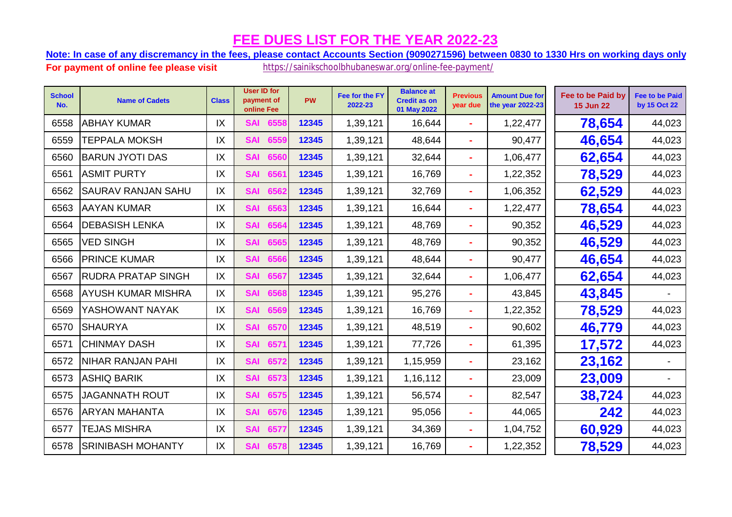# FEE DUES LIST FOR THE YEAR 2022-23

**Note: In case of any discremancy in the fees, please contact Accounts Section (9090271596) between 0830 to 1330 Hrs on working days only**

**For payment of online fee please visit** https://sainikschoolbhubaneswar.org/online-fee-payment/

| School No. | Name of Cadets | Class | User ID for payment of online Fee | PW | Fee for the FY 2022-23 | Balance at Credit as on 01 May 2022 | Previous year due | Amount Due for the year 2022-23 | Fee to be Paid by 15 Jun 22 | Fee to be Paid by 15 Oct 22 |
|---|---|---|---|---|---|---|---|---|---|---|
| 6558 | ABHAY KUMAR | IX | SAI 6558 | 12345 | 1,39,121 | 16,644 | - | 1,22,477 | 78,654 | 44,023 |
| 6559 | TEPPALA MOKSH | IX | SAI 6559 | 12345 | 1,39,121 | 48,644 | - | 90,477 | 46,654 | 44,023 |
| 6560 | BARUN JYOTI DAS | IX | SAI 6560 | 12345 | 1,39,121 | 32,644 | - | 1,06,477 | 62,654 | 44,023 |
| 6561 | ASMIT PURTY | IX | SAI 6561 | 12345 | 1,39,121 | 16,769 | - | 1,22,352 | 78,529 | 44,023 |
| 6562 | SAURAV RANJAN SAHU | IX | SAI 6562 | 12345 | 1,39,121 | 32,769 | - | 1,06,352 | 62,529 | 44,023 |
| 6563 | AAYAN KUMAR | IX | SAI 6563 | 12345 | 1,39,121 | 16,644 | - | 1,22,477 | 78,654 | 44,023 |
| 6564 | DEBASISH LENKA | IX | SAI 6564 | 12345 | 1,39,121 | 48,769 | - | 90,352 | 46,529 | 44,023 |
| 6565 | VED SINGH | IX | SAI 6565 | 12345 | 1,39,121 | 48,769 | - | 90,352 | 46,529 | 44,023 |
| 6566 | PRINCE KUMAR | IX | SAI 6566 | 12345 | 1,39,121 | 48,644 | - | 90,477 | 46,654 | 44,023 |
| 6567 | RUDRA PRATAP SINGH | IX | SAI 6567 | 12345 | 1,39,121 | 32,644 | - | 1,06,477 | 62,654 | 44,023 |
| 6568 | AYUSH KUMAR MISHRA | IX | SAI 6568 | 12345 | 1,39,121 | 95,276 | - | 43,845 | 43,845 | - |
| 6569 | YASHOWANT NAYAK | IX | SAI 6569 | 12345 | 1,39,121 | 16,769 | - | 1,22,352 | 78,529 | 44,023 |
| 6570 | SHAURYA | IX | SAI 6570 | 12345 | 1,39,121 | 48,519 | - | 90,602 | 46,779 | 44,023 |
| 6571 | CHINMAY DASH | IX | SAI 6571 | 12345 | 1,39,121 | 77,726 | - | 61,395 | 17,572 | 44,023 |
| 6572 | NIHAR RANJAN PAHI | IX | SAI 6572 | 12345 | 1,39,121 | 1,15,959 | - | 23,162 | 23,162 | - |
| 6573 | ASHIQ BARIK | IX | SAI 6573 | 12345 | 1,39,121 | 1,16,112 | - | 23,009 | 23,009 | - |
| 6575 | JAGANNATH ROUT | IX | SAI 6575 | 12345 | 1,39,121 | 56,574 | - | 82,547 | 38,724 | 44,023 |
| 6576 | ARYAN MAHANTA | IX | SAI 6576 | 12345 | 1,39,121 | 95,056 | - | 44,065 | 242 | 44,023 |
| 6577 | TEJAS MISHRA | IX | SAI 6577 | 12345 | 1,39,121 | 34,369 | - | 1,04,752 | 60,929 | 44,023 |
| 6578 | SRINIBASH MOHANTY | IX | SAI 6578 | 12345 | 1,39,121 | 16,769 | - | 1,22,352 | 78,529 | 44,023 |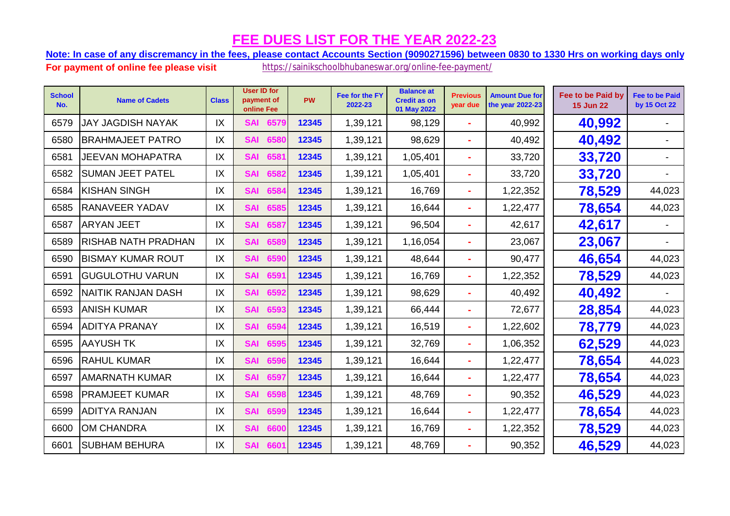# FEE DUES LIST FOR THE YEAR 2022-23

**Note: In case of any discremancy in the fees, please contact Accounts Section (9090271596) between 0830 to 1330 Hrs on working days only**

**For payment of online fee please visit** https://sainikschoolbhubaneswar.org/online-fee-payment/

| School No. | Name of Cadets | Class | User ID for payment of online Fee | PW | Fee for the FY 2022-23 | Balance at Credit as on 01 May 2022 | Previous year due | Amount Due for the year 2022-23 | Fee to be Paid by 15 Jun 22 | Fee to be Paid by 15 Oct 22 |
|---|---|---|---|---|---|---|---|---|---|---|
| 6579 | JAY JAGDISH NAYAK | IX | SAI 6579 | 12345 | 1,39,121 | 98,129 | - | 40,992 | **40,992** | - |
| 6580 | BRAHMAJEET PATRO | IX | SAI 6580 | 12345 | 1,39,121 | 98,629 | - | 40,492 | **40,492** | - |
| 6581 | JEEVAN MOHAPATRA | IX | SAI 6581 | 12345 | 1,39,121 | 1,05,401 | - | 33,720 | **33,720** | - |
| 6582 | SUMAN JEET PATEL | IX | SAI 6582 | 12345 | 1,39,121 | 1,05,401 | - | 33,720 | **33,720** | - |
| 6584 | KISHAN SINGH | IX | SAI 6584 | 12345 | 1,39,121 | 16,769 | - | 1,22,352 | **78,529** | 44,023 |
| 6585 | RANAVEER YADAV | IX | SAI 6585 | 12345 | 1,39,121 | 16,644 | - | 1,22,477 | **78,654** | 44,023 |
| 6587 | ARYAN JEET | IX | SAI 6587 | 12345 | 1,39,121 | 96,504 | - | 42,617 | **42,617** | - |
| 6589 | RISHAB NATH PRADHAN | IX | SAI 6589 | 12345 | 1,39,121 | 1,16,054 | - | 23,067 | **23,067** | - |
| 6590 | BISMAY KUMAR ROUT | IX | SAI 6590 | 12345 | 1,39,121 | 48,644 | - | 90,477 | **46,654** | 44,023 |
| 6591 | GUGULOTHU VARUN | IX | SAI 6591 | 12345 | 1,39,121 | 16,769 | - | 1,22,352 | **78,529** | 44,023 |
| 6592 | NAITIK RANJAN DASH | IX | SAI 6592 | 12345 | 1,39,121 | 98,629 | - | 40,492 | **40,492** | - |
| 6593 | ANISH KUMAR | IX | SAI 6593 | 12345 | 1,39,121 | 66,444 | - | 72,677 | **28,854** | 44,023 |
| 6594 | ADITYA PRANAY | IX | SAI 6594 | 12345 | 1,39,121 | 16,519 | - | 1,22,602 | **78,779** | 44,023 |
| 6595 | AAYUSH TK | IX | SAI 6595 | 12345 | 1,39,121 | 32,769 | - | 1,06,352 | **62,529** | 44,023 |
| 6596 | RAHUL KUMAR | IX | SAI 6596 | 12345 | 1,39,121 | 16,644 | - | 1,22,477 | **78,654** | 44,023 |
| 6597 | AMARNATH KUMAR | IX | SAI 6597 | 12345 | 1,39,121 | 16,644 | - | 1,22,477 | **78,654** | 44,023 |
| 6598 | PRAMJEET KUMAR | IX | SAI 6598 | 12345 | 1,39,121 | 48,769 | - | 90,352 | **46,529** | 44,023 |
| 6599 | ADITYA RANJAN | IX | SAI 6599 | 12345 | 1,39,121 | 16,644 | - | 1,22,477 | **78,654** | 44,023 |
| 6600 | OM CHANDRA | IX | SAI 6600 | 12345 | 1,39,121 | 16,769 | - | 1,22,352 | **78,529** | 44,023 |
| 6601 | SUBHAM BEHURA | IX | SAI 6601 | 12345 | 1,39,121 | 48,769 | - | 90,352 | **46,529** | 44,023 |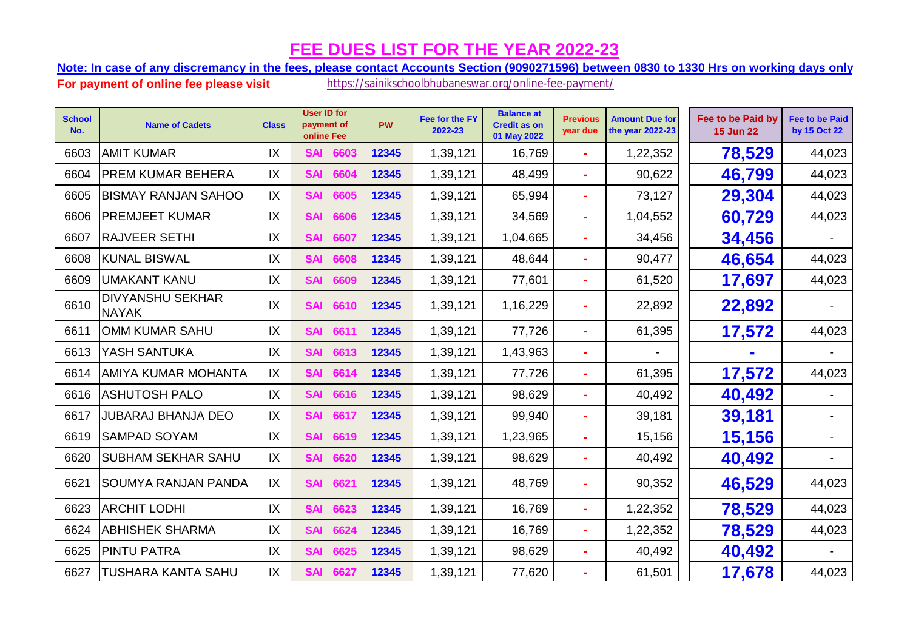# FEE DUES LIST FOR THE YEAR 2022-23

**Note: In case of any discremancy in the fees, please contact Accounts Section (9090271596) between 0830 to 1330 Hrs on working days only**

**For payment of online fee please visit** https://sainikschoolbhubaneswar.org/online-fee-payment/

| School No. | Name of Cadets | Class | User ID for payment of online Fee | PW | Fee for the FY 2022-23 | Balance at Credit as on 01 May 2022 | Previous year due | Amount Due for the year 2022-23 | Fee to be Paid by 15 Jun 22 | Fee to be Paid by 15 Oct 22 |
|---|---|---|---|---|---|---|---|---|---|---|
| 6603 | AMIT KUMAR | IX | SAI 6603 | 12345 | 1,39,121 | 16,769 | - | 1,22,352 | 78,529 | 44,023 |
| 6604 | PREM KUMAR BEHERA | IX | SAI 6604 | 12345 | 1,39,121 | 48,499 | - | 90,622 | 46,799 | 44,023 |
| 6605 | BISMAY RANJAN SAHOO | IX | SAI 6605 | 12345 | 1,39,121 | 65,994 | - | 73,127 | 29,304 | 44,023 |
| 6606 | PREMJEET KUMAR | IX | SAI 6606 | 12345 | 1,39,121 | 34,569 | - | 1,04,552 | 60,729 | 44,023 |
| 6607 | RAJVEER SETHI | IX | SAI 6607 | 12345 | 1,39,121 | 1,04,665 | - | 34,456 | 34,456 | - |
| 6608 | KUNAL BISWAL | IX | SAI 6608 | 12345 | 1,39,121 | 48,644 | - | 90,477 | 46,654 | 44,023 |
| 6609 | UMAKANT KANU | IX | SAI 6609 | 12345 | 1,39,121 | 77,601 | - | 61,520 | 17,697 | 44,023 |
| 6610 | DIVYANSHU SEKHAR NAYAK | IX | SAI 6610 | 12345 | 1,39,121 | 1,16,229 | - | 22,892 | 22,892 | - |
| 6611 | OMM KUMAR SAHU | IX | SAI 6611 | 12345 | 1,39,121 | 77,726 | - | 61,395 | 17,572 | 44,023 |
| 6613 | YASH SANTUKA | IX | SAI 6613 | 12345 | 1,39,121 | 1,43,963 | - | - | - | - |
| 6614 | AMIYA KUMAR MOHANTA | IX | SAI 6614 | 12345 | 1,39,121 | 77,726 | - | 61,395 | 17,572 | 44,023 |
| 6616 | ASHUTOSH PALO | IX | SAI 6616 | 12345 | 1,39,121 | 98,629 | - | 40,492 | 40,492 | - |
| 6617 | JUBARAJ BHANJA DEO | IX | SAI 6617 | 12345 | 1,39,121 | 99,940 | - | 39,181 | 39,181 | - |
| 6619 | SAMPAD SOYAM | IX | SAI 6619 | 12345 | 1,39,121 | 1,23,965 | - | 15,156 | 15,156 | - |
| 6620 | SUBHAM SEKHAR SAHU | IX | SAI 6620 | 12345 | 1,39,121 | 98,629 | - | 40,492 | 40,492 | - |
| 6621 | SOUMYA RANJAN PANDA | IX | SAI 6621 | 12345 | 1,39,121 | 48,769 | - | 90,352 | 46,529 | 44,023 |
| 6623 | ARCHIT LODHI | IX | SAI 6623 | 12345 | 1,39,121 | 16,769 | - | 1,22,352 | 78,529 | 44,023 |
| 6624 | ABHISHEK SHARMA | IX | SAI 6624 | 12345 | 1,39,121 | 16,769 | - | 1,22,352 | 78,529 | 44,023 |
| 6625 | PINTU PATRA | IX | SAI 6625 | 12345 | 1,39,121 | 98,629 | - | 40,492 | 40,492 | - |
| 6627 | TUSHARA KANTA SAHU | IX | SAI 6627 | 12345 | 1,39,121 | 77,620 | - | 61,501 | 17,678 | 44,023 |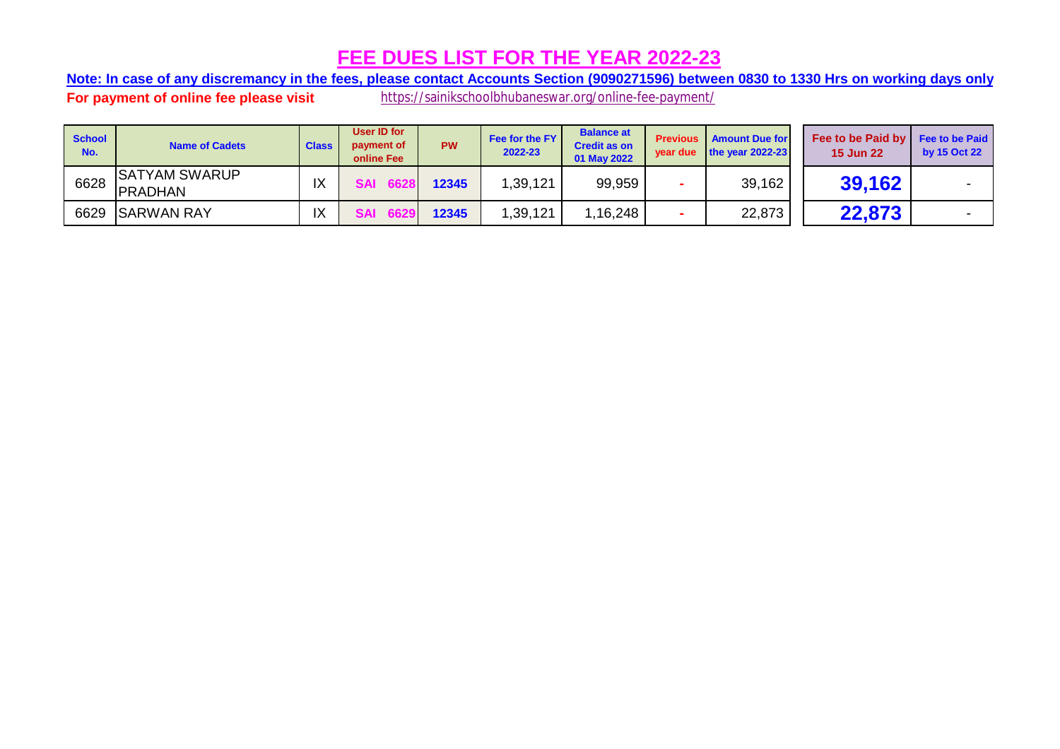# FEE DUES LIST FOR THE YEAR 2022-23

**Note: In case of any discremancy in the fees, please contact Accounts Section (9090271596) between 0830 to 1330 Hrs on working days only**

**For payment of online fee please visit** https://sainikschoolbhubaneswar.org/online-fee-payment/

| School No. | Name of Cadets | Class | User ID for payment of online Fee | PW | Fee for the FY 2022-23 | Balance at Credit as on 01 May 2022 | Previous year due | Amount Due for the year 2022-23 | Fee to be Paid by 15 Jun 22 | Fee to be Paid by 15 Oct 22 |
|---|---|---|---|---|---|---|---|---|---|---|
| 6628 | SATYAM SWARUP PRADHAN | IX | SAI 6628 | 12345 | 1,39,121 | 99,959 | - | 39,162 | 39,162 | - |
| 6629 | SARWAN RAY | IX | SAI 6629 | 12345 | 1,39,121 | 1,16,248 | - | 22,873 | 22,873 | - |